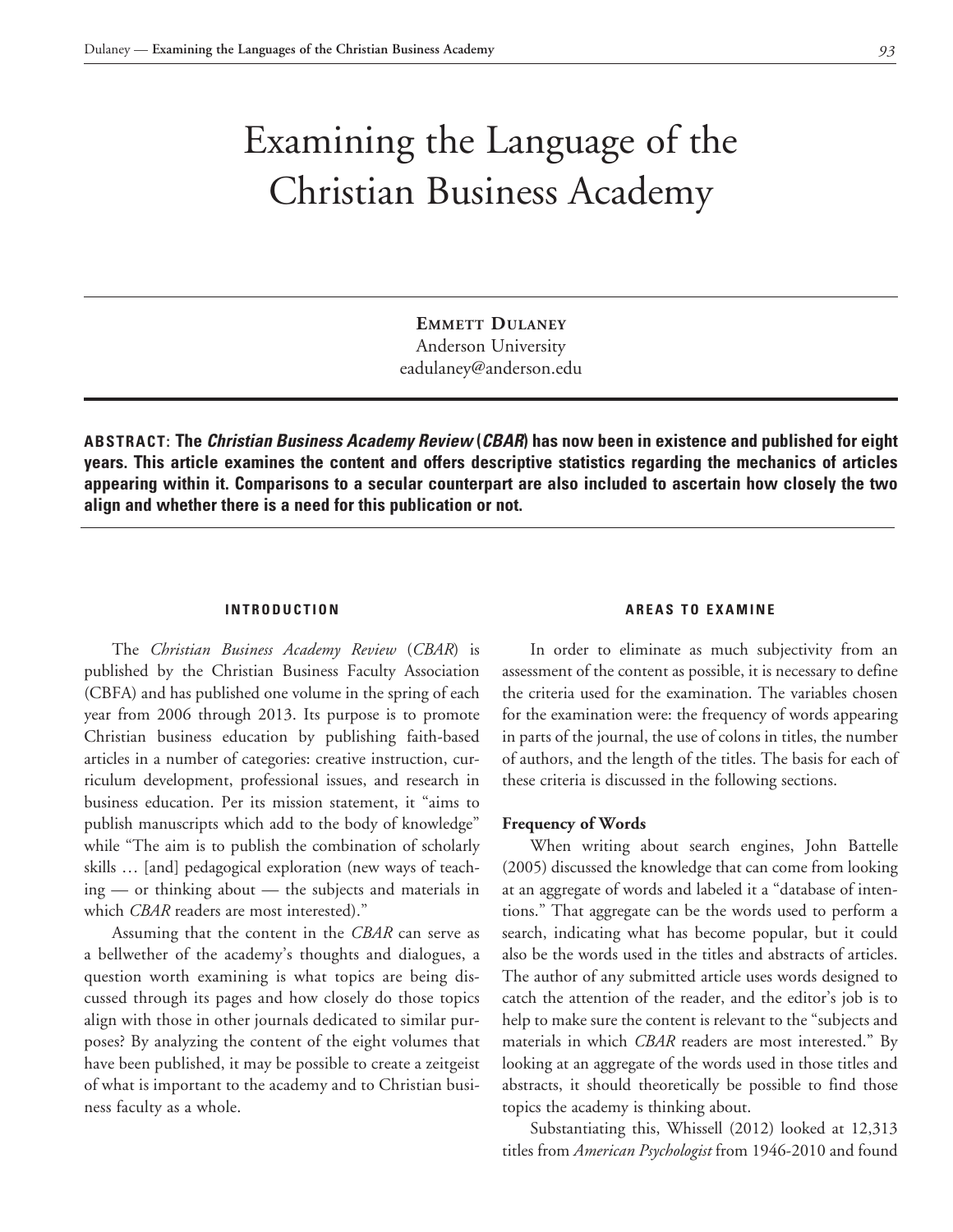# Examining the Language of the Christian Business Academy

**Emmett Dulaney**
Anderson University
eadulaney@anderson.edu

**ABSTRACT: The *Christian Business Academy Review* (*CBAR*) has now been in existence and published for eight years. This article examines the content and offers descriptive statistics regarding the mechanics of articles appearing within it. Comparisons to a secular counterpart are also included to ascertain how closely the two align and whether there is a need for this publication or not.**

## INTRODUCTION

The *Christian Business Academy Review* (*CBAR*) is published by the Christian Business Faculty Association (CBFA) and has published one volume in the spring of each year from 2006 through 2013. Its purpose is to promote Christian business education by publishing faith-based articles in a number of categories: creative instruction, curriculum development, professional issues, and research in business education. Per its mission statement, it "aims to publish manuscripts which add to the body of knowledge" while "The aim is to publish the combination of scholarly skills … [and] pedagogical exploration (new ways of teaching — or thinking about — the subjects and materials in which *CBAR* readers are most interested)."

Assuming that the content in the *CBAR* can serve as a bellwether of the academy's thoughts and dialogues, a question worth examining is what topics are being discussed through its pages and how closely do those topics align with those in other journals dedicated to similar purposes? By analyzing the content of the eight volumes that have been published, it may be possible to create a zeitgeist of what is important to the academy and to Christian business faculty as a whole.

## AREAS TO EXAMINE

In order to eliminate as much subjectivity from an assessment of the content as possible, it is necessary to define the criteria used for the examination. The variables chosen for the examination were: the frequency of words appearing in parts of the journal, the use of colons in titles, the number of authors, and the length of the titles. The basis for each of these criteria is discussed in the following sections.

### Frequency of Words

When writing about search engines, John Battelle (2005) discussed the knowledge that can come from looking at an aggregate of words and labeled it a "database of intentions." That aggregate can be the words used to perform a search, indicating what has become popular, but it could also be the words used in the titles and abstracts of articles. The author of any submitted article uses words designed to catch the attention of the reader, and the editor's job is to help to make sure the content is relevant to the "subjects and materials in which *CBAR* readers are most interested." By looking at an aggregate of the words used in those titles and abstracts, it should theoretically be possible to find those topics the academy is thinking about.

Substantiating this, Whissell (2012) looked at 12,313 titles from *American Psychologist* from 1946-2010 and found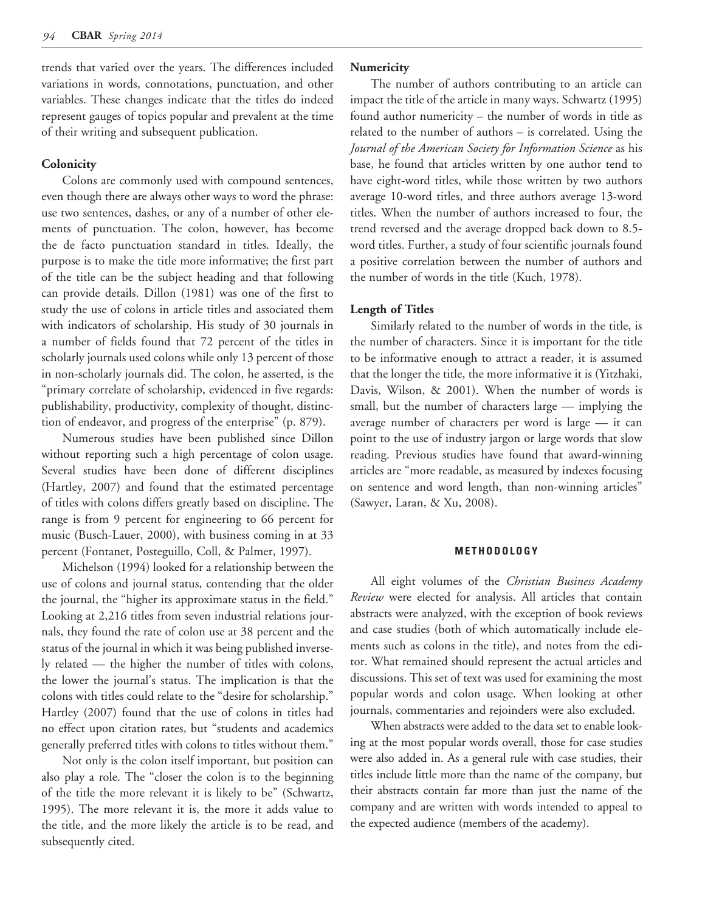trends that varied over the years. The differences included variations in words, connotations, punctuation, and other variables. These changes indicate that the titles do indeed represent gauges of topics popular and prevalent at the time of their writing and subsequent publication.

### Colonicity

Colons are commonly used with compound sentences, even though there are always other ways to word the phrase: use two sentences, dashes, or any of a number of other elements of punctuation. The colon, however, has become the de facto punctuation standard in titles. Ideally, the purpose is to make the title more informative; the first part of the title can be the subject heading and that following can provide details. Dillon (1981) was one of the first to study the use of colons in article titles and associated them with indicators of scholarship. His study of 30 journals in a number of fields found that 72 percent of the titles in scholarly journals used colons while only 13 percent of those in non-scholarly journals did. The colon, he asserted, is the "primary correlate of scholarship, evidenced in five regards: publishability, productivity, complexity of thought, distinction of endeavor, and progress of the enterprise" (p. 879).

Numerous studies have been published since Dillon without reporting such a high percentage of colon usage. Several studies have been done of different disciplines (Hartley, 2007) and found that the estimated percentage of titles with colons differs greatly based on discipline. The range is from 9 percent for engineering to 66 percent for music (Busch-Lauer, 2000), with business coming in at 33 percent (Fontanet, Posteguillo, Coll, & Palmer, 1997).

Michelson (1994) looked for a relationship between the use of colons and journal status, contending that the older the journal, the "higher its approximate status in the field." Looking at 2,216 titles from seven industrial relations journals, they found the rate of colon use at 38 percent and the status of the journal in which it was being published inversely related — the higher the number of titles with colons, the lower the journal's status. The implication is that the colons with titles could relate to the "desire for scholarship." Hartley (2007) found that the use of colons in titles had no effect upon citation rates, but "students and academics generally preferred titles with colons to titles without them."

Not only is the colon itself important, but position can also play a role. The "closer the colon is to the beginning of the title the more relevant it is likely to be" (Schwartz, 1995). The more relevant it is, the more it adds value to the title, and the more likely the article is to be read, and subsequently cited.

### Numericity

The number of authors contributing to an article can impact the title of the article in many ways. Schwartz (1995) found author numericity – the number of words in title as related to the number of authors – is correlated. Using the *Journal of the American Society for Information Science* as his base, he found that articles written by one author tend to have eight-word titles, while those written by two authors average 10-word titles, and three authors average 13-word titles. When the number of authors increased to four, the trend reversed and the average dropped back down to 8.5-word titles. Further, a study of four scientific journals found a positive correlation between the number of authors and the number of words in the title (Kuch, 1978).

### Length of Titles

Similarly related to the number of words in the title, is the number of characters. Since it is important for the title to be informative enough to attract a reader, it is assumed that the longer the title, the more informative it is (Yitzhaki, Davis, Wilson, & 2001). When the number of words is small, but the number of characters large — implying the average number of characters per word is large — it can point to the use of industry jargon or large words that slow reading. Previous studies have found that award-winning articles are "more readable, as measured by indexes focusing on sentence and word length, than non-winning articles" (Sawyer, Laran, & Xu, 2008).

## METHODOLOGY

All eight volumes of the *Christian Business Academy Review* were elected for analysis. All articles that contain abstracts were analyzed, with the exception of book reviews and case studies (both of which automatically include elements such as colons in the title), and notes from the editor. What remained should represent the actual articles and discussions. This set of text was used for examining the most popular words and colon usage. When looking at other journals, commentaries and rejoinders were also excluded.

When abstracts were added to the data set to enable looking at the most popular words overall, those for case studies were also added in. As a general rule with case studies, their titles include little more than the name of the company, but their abstracts contain far more than just the name of the company and are written with words intended to appeal to the expected audience (members of the academy).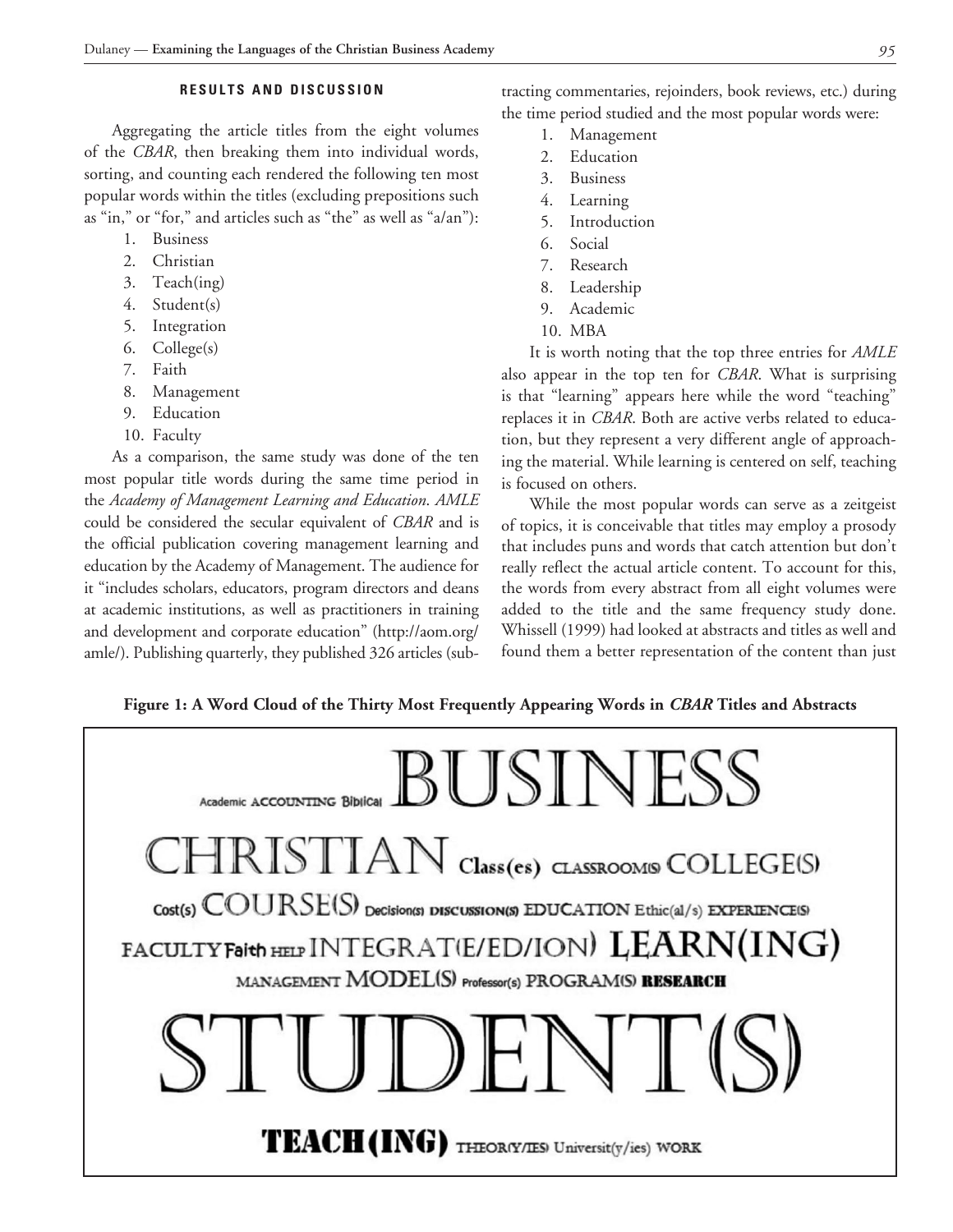## RESULTS AND DISCUSSION

Aggregating the article titles from the eight volumes of the *CBAR*, then breaking them into individual words, sorting, and counting each rendered the following ten most popular words within the titles (excluding prepositions such as "in," or "for," and articles such as "the" as well as "a/an"):

1. Business
2. Christian
3. Teach(ing)
4. Student(s)
5. Integration
6. College(s)
7. Faith
8. Management
9. Education
10. Faculty

As a comparison, the same study was done of the ten most popular title words during the same time period in the *Academy of Management Learning and Education*. *AMLE* could be considered the secular equivalent of *CBAR* and is the official publication covering management learning and education by the Academy of Management. The audience for it "includes scholars, educators, program directors and deans at academic institutions, as well as practitioners in training and development and corporate education" (http://aom.org/amle/). Publishing quarterly, they published 326 articles (subtracting commentaries, rejoinders, book reviews, etc.) during the time period studied and the most popular words were:

1. Management
2. Education
3. Business
4. Learning
5. Introduction
6. Social
7. Research
8. Leadership
9. Academic
10. MBA

It is worth noting that the top three entries for *AMLE* also appear in the top ten for *CBAR*. What is surprising is that "learning" appears here while the word "teaching" replaces it in *CBAR*. Both are active verbs related to education, but they represent a very different angle of approaching the material. While learning is centered on self, teaching is focused on others.

While the most popular words can serve as a zeitgeist of topics, it is conceivable that titles may employ a prosody that includes puns and words that catch attention but don't really reflect the actual article content. To account for this, the words from every abstract from all eight volumes were added to the title and the same frequency study done. Whissell (1999) had looked at abstracts and titles as well and found them a better representation of the content than just

**Figure 1: A Word Cloud of the Thirty Most Frequently Appearing Words in *CBAR* Titles and Abstracts**

Academic ACCOUNTING Biblical BUSINESS
CHRISTIAN Class(es) CLASSROOM(S) COLLEGE(S)
Cost(s) COURSE(S) Decision(s) DISCUSSION(S) EDUCATION Ethic(al/s) EXPERIENCE(S)
FACULTY Faith HELP INTEGRAT(E/ED/ION) LEARN(ING)
MANAGEMENT MODEL(S) Professor(s) PROGRAM(S) RESEARCH
STUDENT(S)
TEACH(ING) THEOR(Y/IES) Universit(y/ies) WORK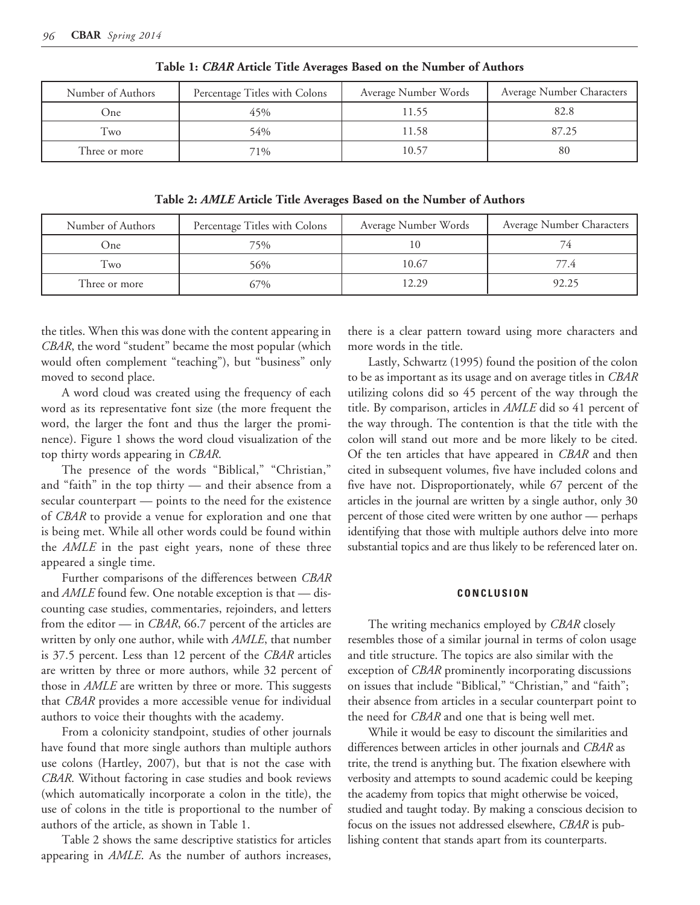**Table 1: *CBAR* Article Title Averages Based on the Number of Authors**

| Number of Authors | Percentage Titles with Colons | Average Number Words | Average Number Characters |
|---|---|---|---|
| One | 45% | 11.55 | 82.8 |
| Two | 54% | 11.58 | 87.25 |
| Three or more | 71% | 10.57 | 80 |

**Table 2: *AMLE* Article Title Averages Based on the Number of Authors**

| Number of Authors | Percentage Titles with Colons | Average Number Words | Average Number Characters |
|---|---|---|---|
| One | 75% | 10 | 74 |
| Two | 56% | 10.67 | 77.4 |
| Three or more | 67% | 12.29 | 92.25 |

the titles. When this was done with the content appearing in *CBAR*, the word "student" became the most popular (which would often complement "teaching"), but "business" only moved to second place.

A word cloud was created using the frequency of each word as its representative font size (the more frequent the word, the larger the font and thus the larger the prominence). Figure 1 shows the word cloud visualization of the top thirty words appearing in *CBAR*.

The presence of the words "Biblical," "Christian," and "faith" in the top thirty — and their absence from a secular counterpart — points to the need for the existence of *CBAR* to provide a venue for exploration and one that is being met. While all other words could be found within the *AMLE* in the past eight years, none of these three appeared a single time.

Further comparisons of the differences between *CBAR* and *AMLE* found few. One notable exception is that — discounting case studies, commentaries, rejoinders, and letters from the editor — in *CBAR*, 66.7 percent of the articles are written by only one author, while with *AMLE*, that number is 37.5 percent. Less than 12 percent of the *CBAR* articles are written by three or more authors, while 32 percent of those in *AMLE* are written by three or more. This suggests that *CBAR* provides a more accessible venue for individual authors to voice their thoughts with the academy.

From a colonicity standpoint, studies of other journals have found that more single authors than multiple authors use colons (Hartley, 2007), but that is not the case with *CBAR*. Without factoring in case studies and book reviews (which automatically incorporate a colon in the title), the use of colons in the title is proportional to the number of authors of the article, as shown in Table 1.

Table 2 shows the same descriptive statistics for articles appearing in *AMLE*. As the number of authors increases, there is a clear pattern toward using more characters and more words in the title.

Lastly, Schwartz (1995) found the position of the colon to be as important as its usage and on average titles in *CBAR* utilizing colons did so 45 percent of the way through the title. By comparison, articles in *AMLE* did so 41 percent of the way through. The contention is that the title with the colon will stand out more and be more likely to be cited. Of the ten articles that have appeared in *CBAR* and then cited in subsequent volumes, five have included colons and five have not. Disproportionately, while 67 percent of the articles in the journal are written by a single author, only 30 percent of those cited were written by one author — perhaps identifying that those with multiple authors delve into more substantial topics and are thus likely to be referenced later on.

## CONCLUSION

The writing mechanics employed by *CBAR* closely resembles those of a similar journal in terms of colon usage and title structure. The topics are also similar with the exception of *CBAR* prominently incorporating discussions on issues that include "Biblical," "Christian," and "faith"; their absence from articles in a secular counterpart point to the need for *CBAR* and one that is being well met.

While it would be easy to discount the similarities and differences between articles in other journals and *CBAR* as trite, the trend is anything but. The fixation elsewhere with verbosity and attempts to sound academic could be keeping the academy from topics that might otherwise be voiced, studied and taught today. By making a conscious decision to focus on the issues not addressed elsewhere, *CBAR* is publishing content that stands apart from its counterparts.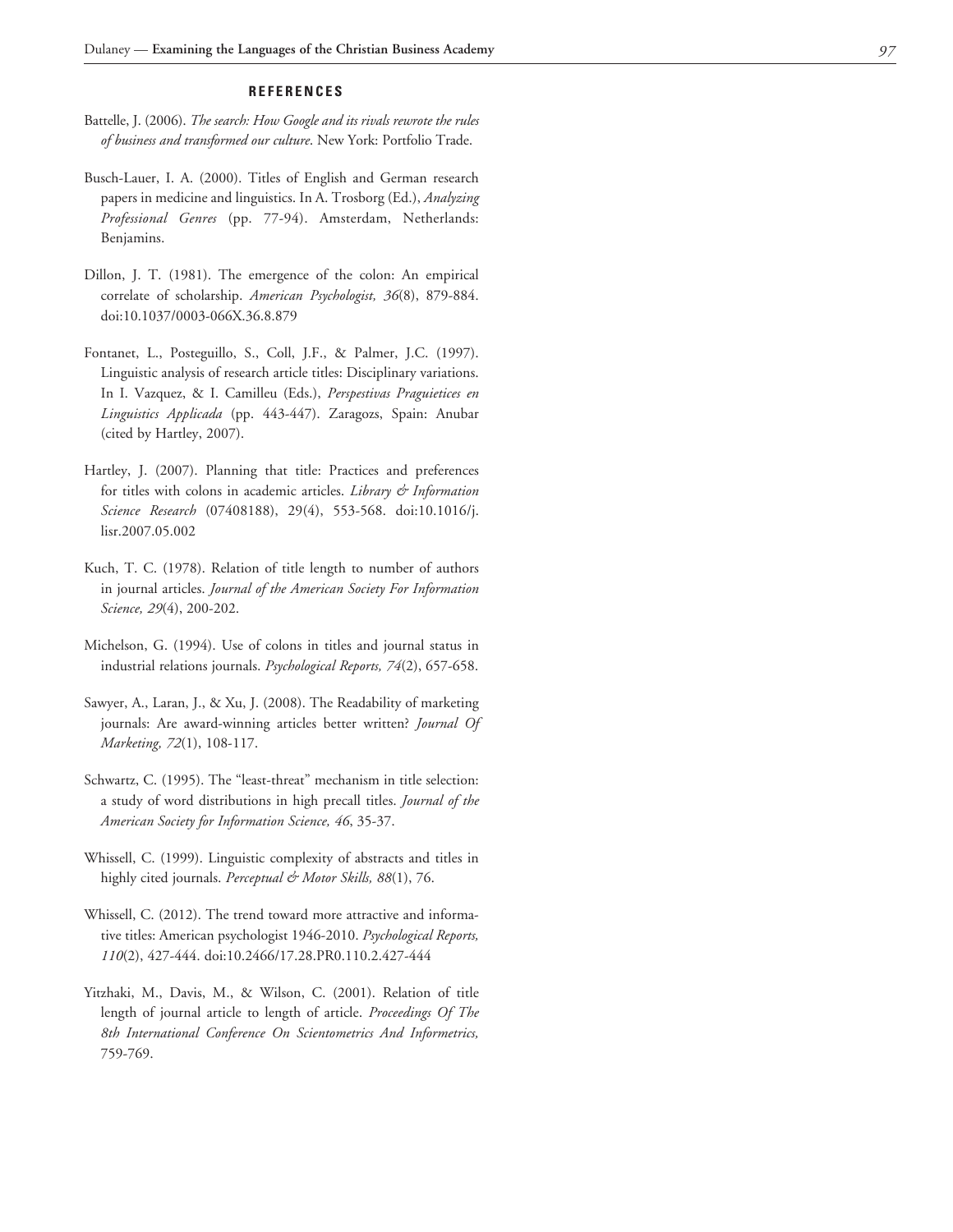## REFERENCES

Battelle, J. (2006). *The search: How Google and its rivals rewrote the rules of business and transformed our culture*. New York: Portfolio Trade.

Busch-Lauer, I. A. (2000). Titles of English and German research papers in medicine and linguistics. In A. Trosborg (Ed.), *Analyzing Professional Genres* (pp. 77-94). Amsterdam, Netherlands: Benjamins.

Dillon, J. T. (1981). The emergence of the colon: An empirical correlate of scholarship. *American Psychologist, 36*(8), 879-884. doi:10.1037/0003-066X.36.8.879

Fontanet, L., Posteguillo, S., Coll, J.F., & Palmer, J.C. (1997). Linguistic analysis of research article titles: Disciplinary variations. In I. Vazquez, & I. Camilleu (Eds.), *Perspestivas Praguietices en Linguistics Applicada* (pp. 443-447). Zaragozs, Spain: Anubar (cited by Hartley, 2007).

Hartley, J. (2007). Planning that title: Practices and preferences for titles with colons in academic articles. *Library & Information Science Research* (07408188), 29(4), 553-568. doi:10.1016/j.lisr.2007.05.002

Kuch, T. C. (1978). Relation of title length to number of authors in journal articles. *Journal of the American Society For Information Science, 29*(4), 200-202.

Michelson, G. (1994). Use of colons in titles and journal status in industrial relations journals. *Psychological Reports, 74*(2), 657-658.

Sawyer, A., Laran, J., & Xu, J. (2008). The Readability of marketing journals: Are award-winning articles better written? *Journal Of Marketing, 72*(1), 108-117.

Schwartz, C. (1995). The "least-threat" mechanism in title selection: a study of word distributions in high precall titles. *Journal of the American Society for Information Science, 46*, 35-37.

Whissell, C. (1999). Linguistic complexity of abstracts and titles in highly cited journals. *Perceptual & Motor Skills, 88*(1), 76.

Whissell, C. (2012). The trend toward more attractive and informative titles: American psychologist 1946-2010. *Psychological Reports, 110*(2), 427-444. doi:10.2466/17.28.PR0.110.2.427-444

Yitzhaki, M., Davis, M., & Wilson, C. (2001). Relation of title length of journal article to length of article. *Proceedings Of The 8th International Conference On Scientometrics And Informetrics,* 759-769.